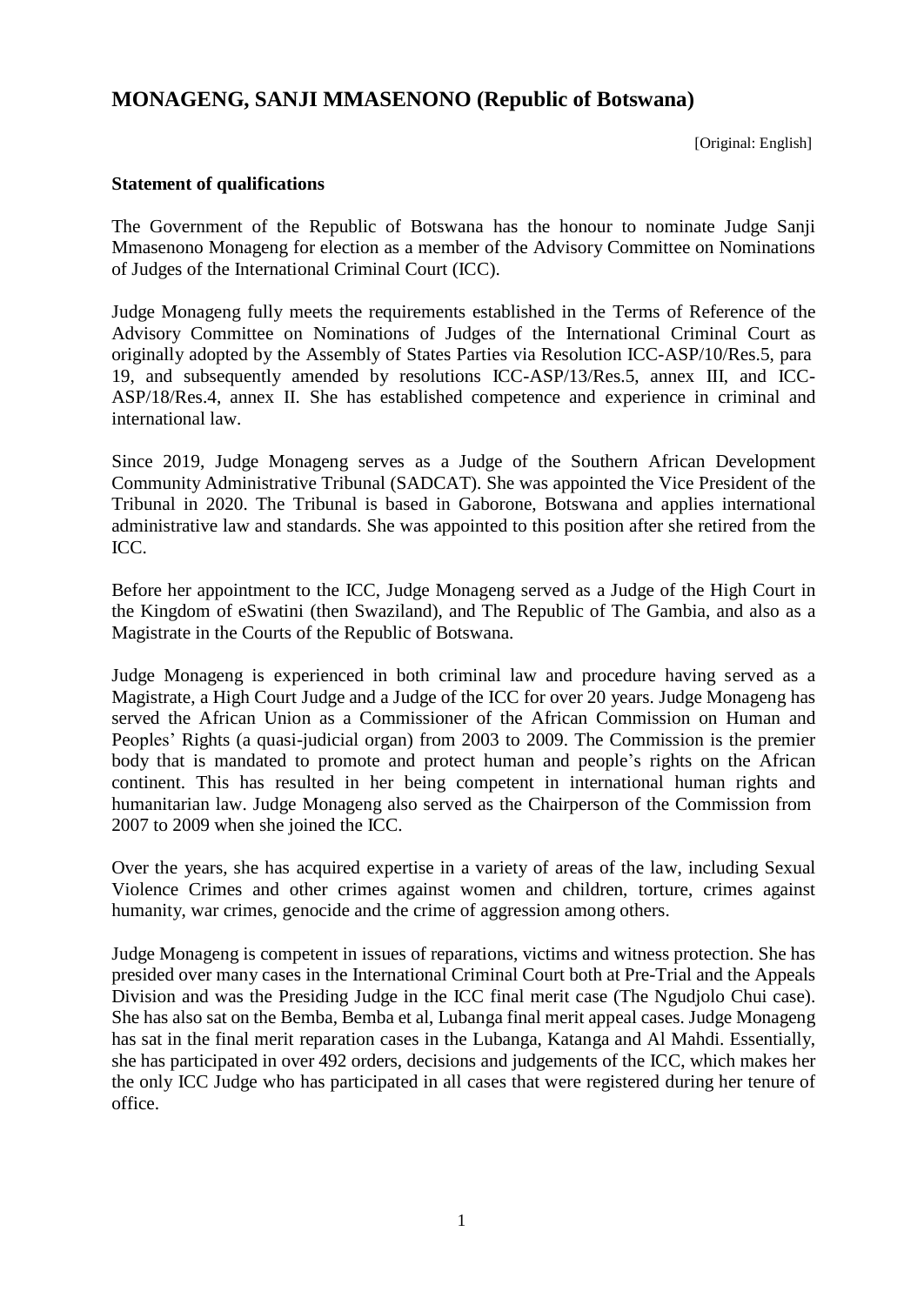## MONAGENG, SANJI MMASENONO (Republic of Botswana)

[Original: English]

**Statement of qualifications**

The Government of the Republic of Botswana has the honour to nominate Judge Sanji Mmasenono Monageng for election as a member of the Advisory Committee on Nominations of Judges of the International Criminal Court (ICC).

Judge Monageng fully meets the requirements established in the Terms of Reference of the Advisory Committee on Nominations of Judges of the International Criminal Court as originally adopted by the Assembly of States Parties via Resolution ICC-ASP/10/Res.5, para 19, and subsequently amended by resolutions ICC-ASP/13/Res.5, annex III, and ICC-ASP/18/Res.4, annex II. She has established competence and experience in criminal and international law.

Since 2019, Judge Monageng serves as a Judge of the Southern African Development Community Administrative Tribunal (SADCAT). She was appointed the Vice President of the Tribunal in 2020. The Tribunal is based in Gaborone, Botswana and applies international administrative law and standards. She was appointed to this position after she retired from the ICC.

Before her appointment to the ICC, Judge Monageng served as a Judge of the High Court in the Kingdom of eSwatini (then Swaziland), and The Republic of The Gambia, and also as a Magistrate in the Courts of the Republic of Botswana.

Judge Monageng is experienced in both criminal law and procedure having served as a Magistrate, a High Court Judge and a Judge of the ICC for over 20 years. Judge Monageng has served the African Union as a Commissioner of the African Commission on Human and Peoples' Rights (a quasi-judicial organ) from 2003 to 2009. The Commission is the premier body that is mandated to promote and protect human and people's rights on the African continent. This has resulted in her being competent in international human rights and humanitarian law. Judge Monageng also served as the Chairperson of the Commission from 2007 to 2009 when she joined the ICC.

Over the years, she has acquired expertise in a variety of areas of the law, including Sexual Violence Crimes and other crimes against women and children, torture, crimes against humanity, war crimes, genocide and the crime of aggression among others.

Judge Monageng is competent in issues of reparations, victims and witness protection. She has presided over many cases in the International Criminal Court both at Pre-Trial and the Appeals Division and was the Presiding Judge in the ICC final merit case (The Ngudjolo Chui case). She has also sat on the Bemba, Bemba et al, Lubanga final merit appeal cases. Judge Monageng has sat in the final merit reparation cases in the Lubanga, Katanga and Al Mahdi. Essentially, she has participated in over 492 orders, decisions and judgements of the ICC, which makes her the only ICC Judge who has participated in all cases that were registered during her tenure of office.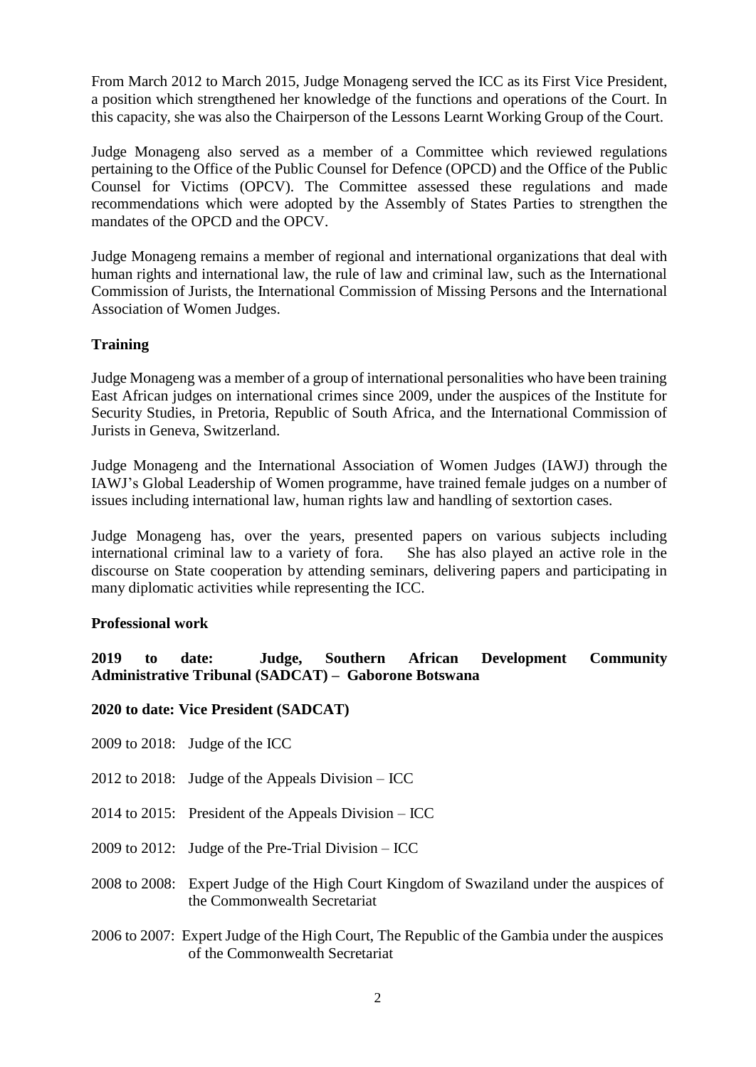From March 2012 to March 2015, Judge Monageng served the ICC as its First Vice President, a position which strengthened her knowledge of the functions and operations of the Court. In this capacity, she was also the Chairperson of the Lessons Learnt Working Group of the Court.

Judge Monageng also served as a member of a Committee which reviewed regulations pertaining to the Office of the Public Counsel for Defence (OPCD) and the Office of the Public Counsel for Victims (OPCV). The Committee assessed these regulations and made recommendations which were adopted by the Assembly of States Parties to strengthen the mandates of the OPCD and the OPCV.

Judge Monageng remains a member of regional and international organizations that deal with human rights and international law, the rule of law and criminal law, such as the International Commission of Jurists, the International Commission of Missing Persons and the International Association of Women Judges.

**Training**

Judge Monageng was a member of a group of international personalities who have been training East African judges on international crimes since 2009, under the auspices of the Institute for Security Studies, in Pretoria, Republic of South Africa, and the International Commission of Jurists in Geneva, Switzerland.

Judge Monageng and the International Association of Women Judges (IAWJ) through the IAWJ's Global Leadership of Women programme, have trained female judges on a number of issues including international law, human rights law and handling of sextortion cases.

Judge Monageng has, over the years, presented papers on various subjects including international criminal law to a variety of fora. She has also played an active role in the discourse on State cooperation by attending seminars, delivering papers and participating in many diplomatic activities while representing the ICC.

**Professional work**

**2019 to date: Judge, Southern African Development Community Administrative Tribunal (SADCAT) – Gaborone Botswana**

**2020 to date: Vice President (SADCAT)**

2009 to 2018: Judge of the ICC

2012 to 2018: Judge of the Appeals Division – ICC

2014 to 2015: President of the Appeals Division – ICC

2009 to 2012: Judge of the Pre-Trial Division – ICC

2008 to 2008: Expert Judge of the High Court Kingdom of Swaziland under the auspices of the Commonwealth Secretariat

2006 to 2007: Expert Judge of the High Court, The Republic of the Gambia under the auspices of the Commonwealth Secretariat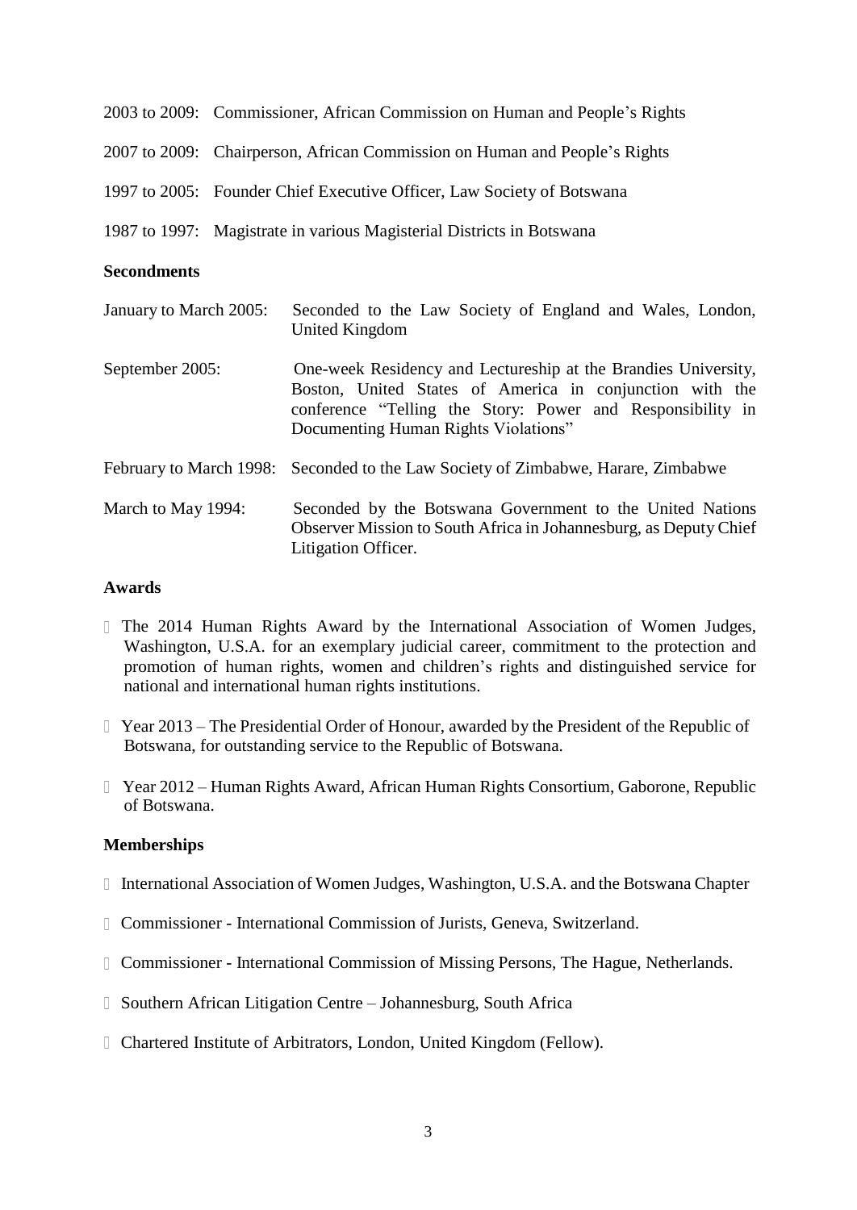2003 to 2009: Commissioner, African Commission on Human and People's Rights

2007 to 2009: Chairperson, African Commission on Human and People's Rights

1997 to 2005: Founder Chief Executive Officer, Law Society of Botswana

1987 to 1997: Magistrate in various Magisterial Districts in Botswana

**Secondments**

January to March 2005: Seconded to the Law Society of England and Wales, London, United Kingdom

September 2005: One-week Residency and Lectureship at the Brandies University, Boston, United States of America in conjunction with the conference "Telling the Story: Power and Responsibility in Documenting Human Rights Violations"

February to March 1998: Seconded to the Law Society of Zimbabwe, Harare, Zimbabwe

March to May 1994: Seconded by the Botswana Government to the United Nations Observer Mission to South Africa in Johannesburg, as Deputy Chief Litigation Officer.

**Awards**

- The 2014 Human Rights Award by the International Association of Women Judges, Washington, U.S.A. for an exemplary judicial career, commitment to the protection and promotion of human rights, women and children's rights and distinguished service for national and international human rights institutions.
- Year 2013 – The Presidential Order of Honour, awarded by the President of the Republic of Botswana, for outstanding service to the Republic of Botswana.
- Year 2012 – Human Rights Award, African Human Rights Consortium, Gaborone, Republic of Botswana.

**Memberships**

- International Association of Women Judges, Washington, U.S.A. and the Botswana Chapter
- Commissioner - International Commission of Jurists, Geneva, Switzerland.
- Commissioner - International Commission of Missing Persons, The Hague, Netherlands.
- Southern African Litigation Centre – Johannesburg, South Africa
- Chartered Institute of Arbitrators, London, United Kingdom (Fellow).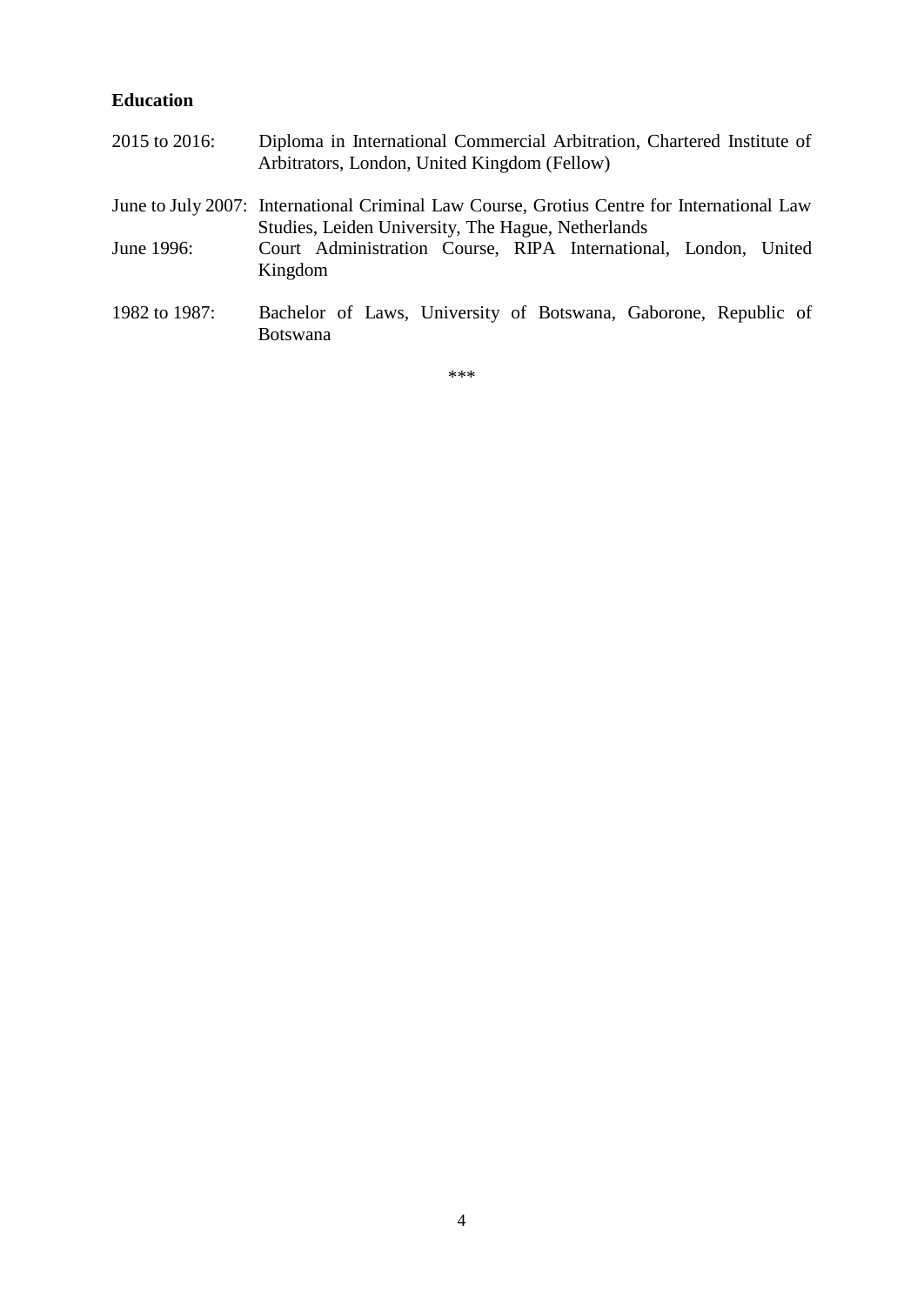**Education**

| | |
|---|---|
| 2015 to 2016: | Diploma in International Commercial Arbitration, Chartered Institute of Arbitrators, London, United Kingdom (Fellow) |
| June to July 2007: | International Criminal Law Course, Grotius Centre for International Law Studies, Leiden University, The Hague, Netherlands |
| June 1996: | Court Administration Course, RIPA International, London, United Kingdom |
| 1982 to 1987: | Bachelor of Laws, University of Botswana, Gaborone, Republic of Botswana |

***